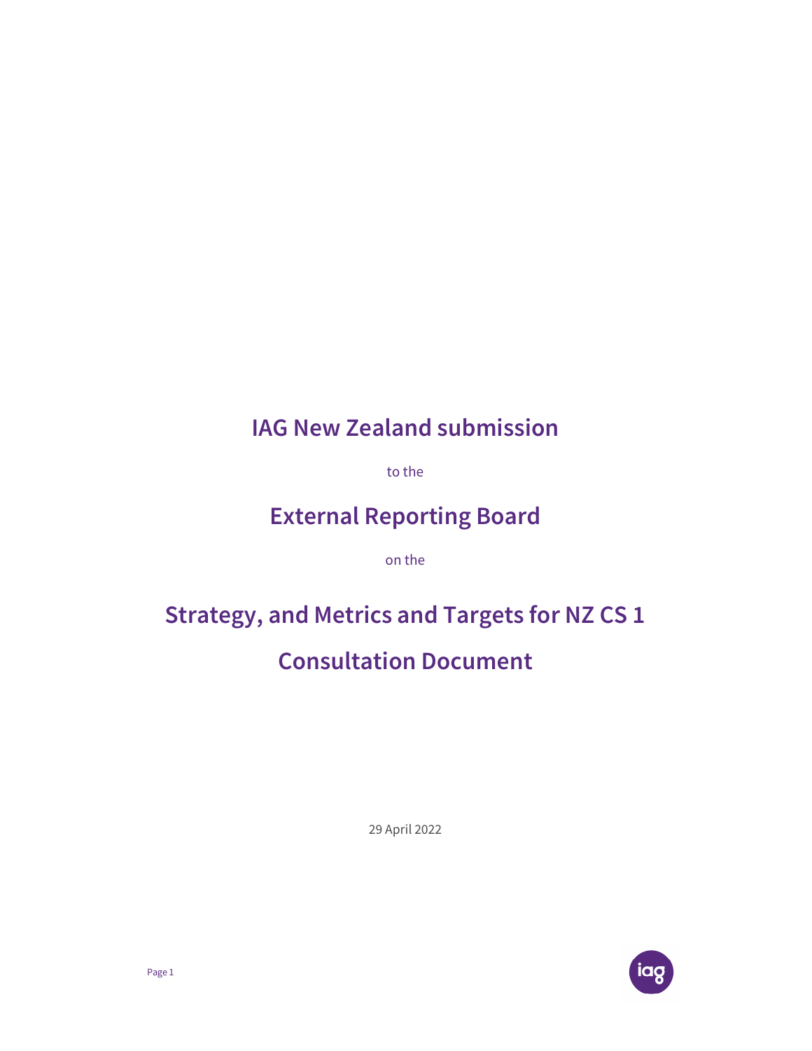# IAG New Zealand submission

to the

# External Reporting Board

on the

# Strategy, and Metrics and Targets for NZ CS 1

# Consultation Document

29 April 2022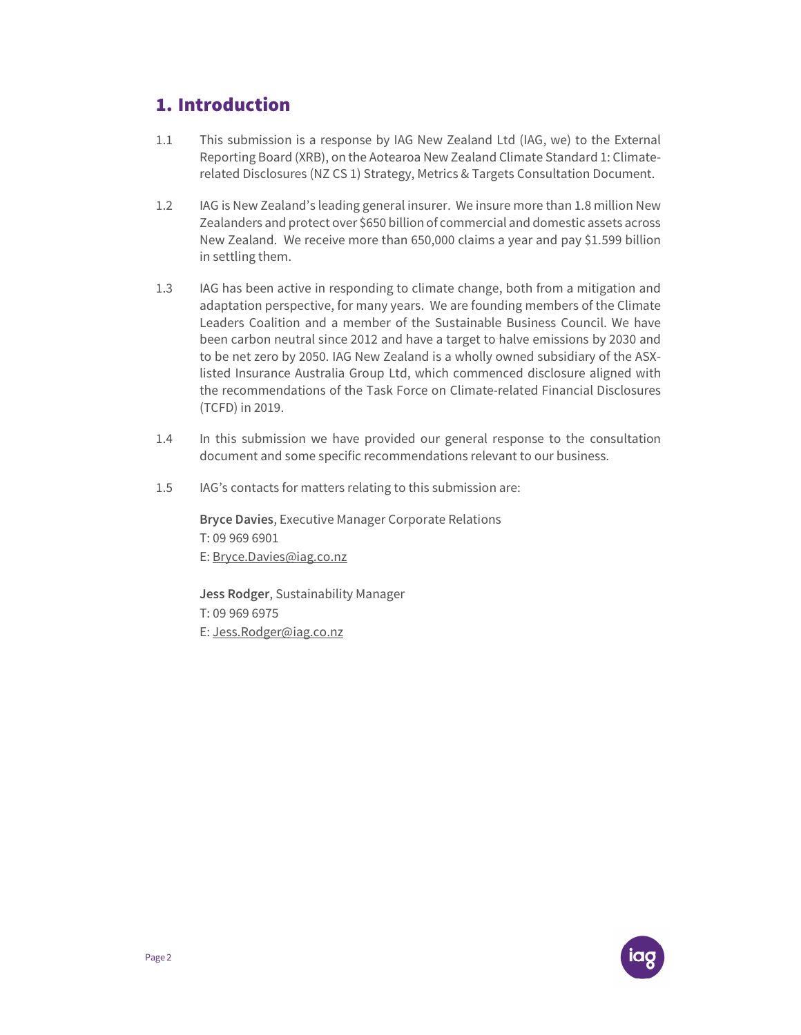## 1. Introduction

1.1 This submission is a response by IAG New Zealand Ltd (IAG, we) to the External Reporting Board (XRB), on the Aotearoa New Zealand Climate Standard 1: Climate-related Disclosures (NZ CS 1) Strategy, Metrics & Targets Consultation Document.

1.2 IAG is New Zealand's leading general insurer. We insure more than 1.8 million New Zealanders and protect over $650 billion of commercial and domestic assets across New Zealand. We receive more than 650,000 claims a year and pay $1.599 billion in settling them.

1.3 IAG has been active in responding to climate change, both from a mitigation and adaptation perspective, for many years. We are founding members of the Climate Leaders Coalition and a member of the Sustainable Business Council. We have been carbon neutral since 2012 and have a target to halve emissions by 2030 and to be net zero by 2050. IAG New Zealand is a wholly owned subsidiary of the ASX-listed Insurance Australia Group Ltd, which commenced disclosure aligned with the recommendations of the Task Force on Climate-related Financial Disclosures (TCFD) in 2019.

1.4 In this submission we have provided our general response to the consultation document and some specific recommendations relevant to our business.

1.5 IAG's contacts for matters relating to this submission are:

**Bryce Davies**, Executive Manager Corporate Relations
T: 09 969 6901
E: Bryce.Davies@iag.co.nz

**Jess Rodger**, Sustainability Manager
T: 09 969 6975
E: Jess.Rodger@iag.co.nz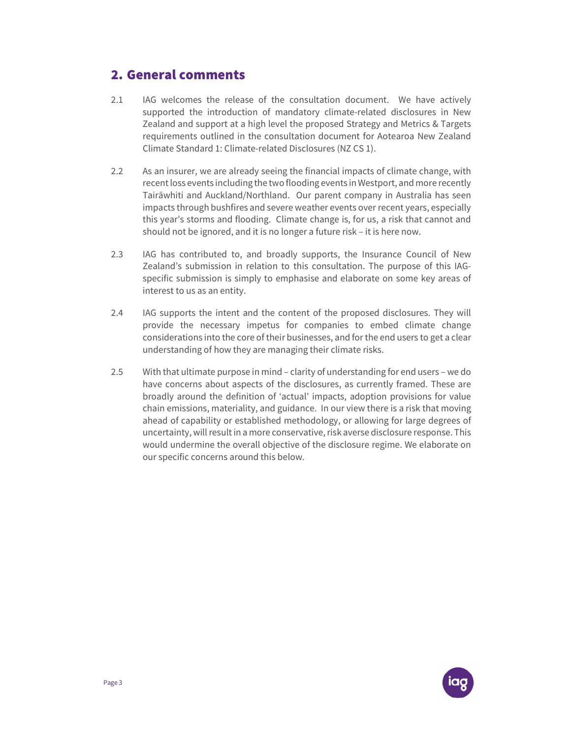## 2. General comments

2.1 IAG welcomes the release of the consultation document. We have actively supported the introduction of mandatory climate-related disclosures in New Zealand and support at a high level the proposed Strategy and Metrics & Targets requirements outlined in the consultation document for Aotearoa New Zealand Climate Standard 1: Climate-related Disclosures (NZ CS 1).

2.2 As an insurer, we are already seeing the financial impacts of climate change, with recent loss events including the two flooding events in Westport, and more recently Tairāwhiti and Auckland/Northland. Our parent company in Australia has seen impacts through bushfires and severe weather events over recent years, especially this year's storms and flooding. Climate change is, for us, a risk that cannot and should not be ignored, and it is no longer a future risk – it is here now.

2.3 IAG has contributed to, and broadly supports, the Insurance Council of New Zealand's submission in relation to this consultation. The purpose of this IAG-specific submission is simply to emphasise and elaborate on some key areas of interest to us as an entity.

2.4 IAG supports the intent and the content of the proposed disclosures. They will provide the necessary impetus for companies to embed climate change considerations into the core of their businesses, and for the end users to get a clear understanding of how they are managing their climate risks.

2.5 With that ultimate purpose in mind – clarity of understanding for end users – we do have concerns about aspects of the disclosures, as currently framed. These are broadly around the definition of 'actual' impacts, adoption provisions for value chain emissions, materiality, and guidance. In our view there is a risk that moving ahead of capability or established methodology, or allowing for large degrees of uncertainty, will result in a more conservative, risk averse disclosure response. This would undermine the overall objective of the disclosure regime. We elaborate on our specific concerns around this below.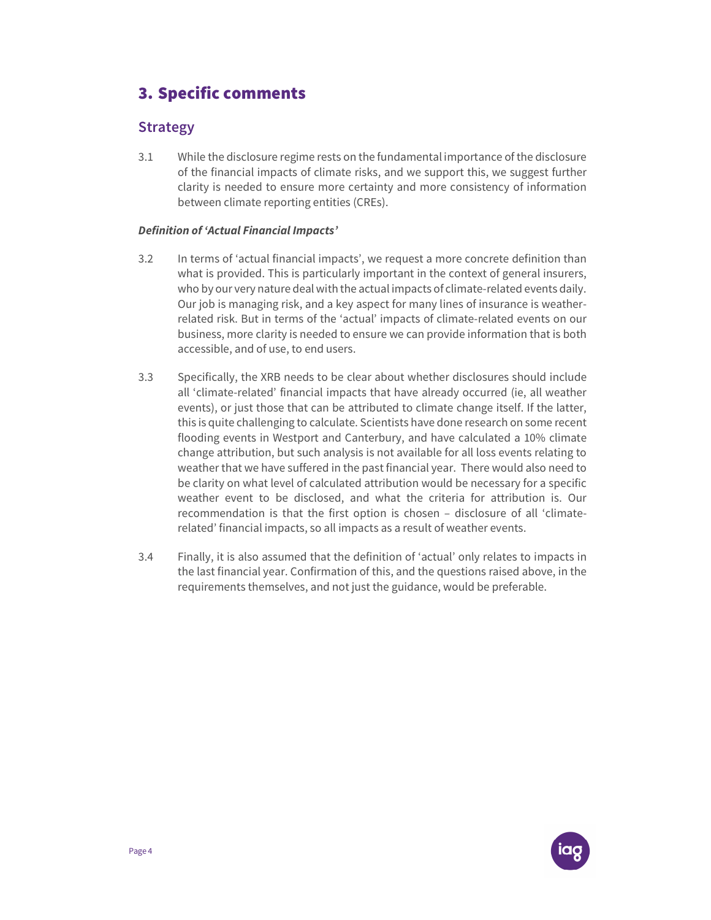# 3. Specific comments

## Strategy

3.1 While the disclosure regime rests on the fundamental importance of the disclosure of the financial impacts of climate risks, and we support this, we suggest further clarity is needed to ensure more certainty and more consistency of information between climate reporting entities (CREs).

***Definition of 'Actual Financial Impacts'***

3.2 In terms of 'actual financial impacts', we request a more concrete definition than what is provided. This is particularly important in the context of general insurers, who by our very nature deal with the actual impacts of climate-related events daily. Our job is managing risk, and a key aspect for many lines of insurance is weather-related risk. But in terms of the 'actual' impacts of climate-related events on our business, more clarity is needed to ensure we can provide information that is both accessible, and of use, to end users.

3.3 Specifically, the XRB needs to be clear about whether disclosures should include all 'climate-related' financial impacts that have already occurred (ie, all weather events), or just those that can be attributed to climate change itself. If the latter, this is quite challenging to calculate. Scientists have done research on some recent flooding events in Westport and Canterbury, and have calculated a 10% climate change attribution, but such analysis is not available for all loss events relating to weather that we have suffered in the past financial year. There would also need to be clarity on what level of calculated attribution would be necessary for a specific weather event to be disclosed, and what the criteria for attribution is. Our recommendation is that the first option is chosen – disclosure of all 'climate-related' financial impacts, so all impacts as a result of weather events.

3.4 Finally, it is also assumed that the definition of 'actual' only relates to impacts in the last financial year. Confirmation of this, and the questions raised above, in the requirements themselves, and not just the guidance, would be preferable.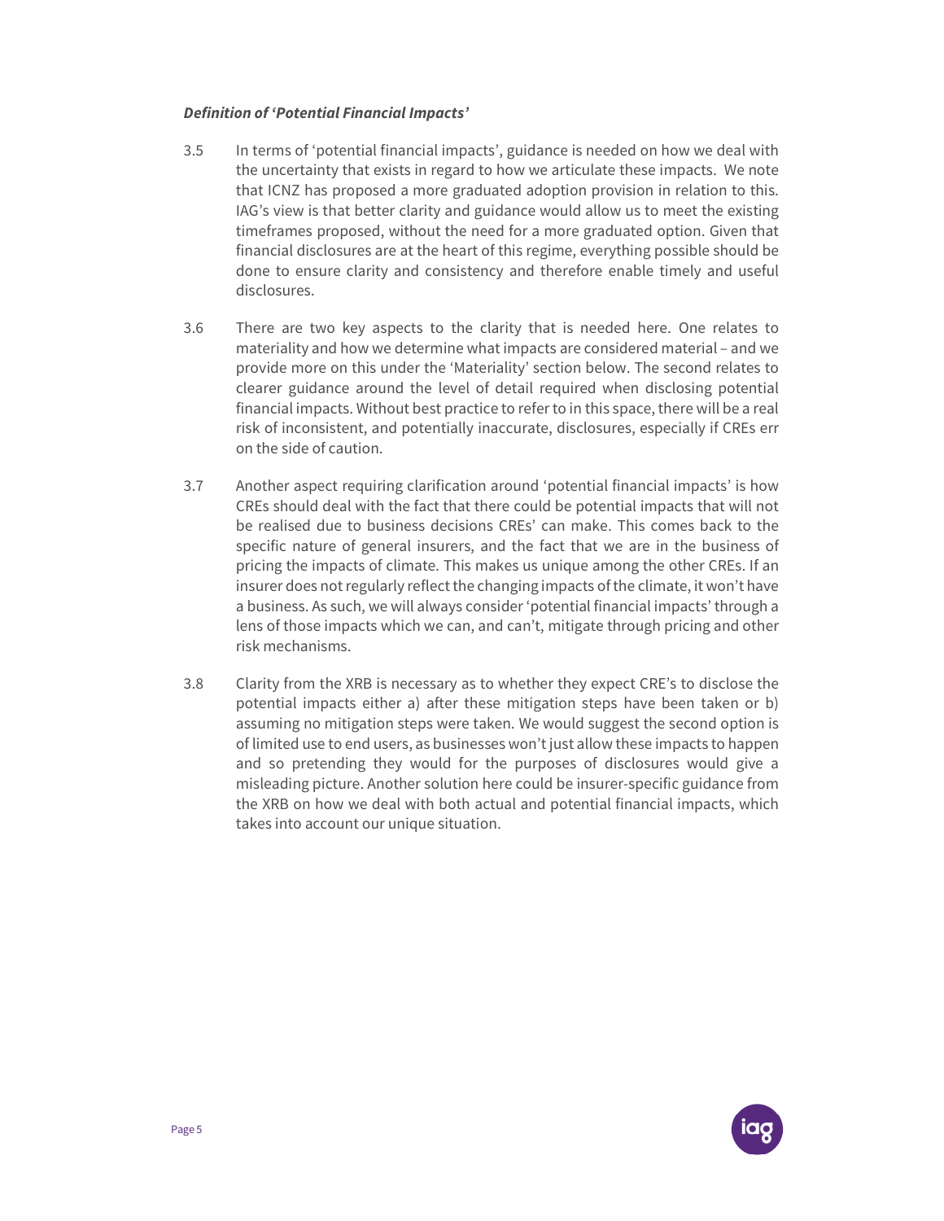***Definition of 'Potential Financial Impacts'***

3.5 In terms of 'potential financial impacts', guidance is needed on how we deal with the uncertainty that exists in regard to how we articulate these impacts. We note that ICNZ has proposed a more graduated adoption provision in relation to this. IAG's view is that better clarity and guidance would allow us to meet the existing timeframes proposed, without the need for a more graduated option. Given that financial disclosures are at the heart of this regime, everything possible should be done to ensure clarity and consistency and therefore enable timely and useful disclosures.

3.6 There are two key aspects to the clarity that is needed here. One relates to materiality and how we determine what impacts are considered material – and we provide more on this under the 'Materiality' section below. The second relates to clearer guidance around the level of detail required when disclosing potential financial impacts. Without best practice to refer to in this space, there will be a real risk of inconsistent, and potentially inaccurate, disclosures, especially if CREs err on the side of caution.

3.7 Another aspect requiring clarification around 'potential financial impacts' is how CREs should deal with the fact that there could be potential impacts that will not be realised due to business decisions CREs' can make. This comes back to the specific nature of general insurers, and the fact that we are in the business of pricing the impacts of climate. This makes us unique among the other CREs. If an insurer does not regularly reflect the changing impacts of the climate, it won't have a business. As such, we will always consider 'potential financial impacts' through a lens of those impacts which we can, and can't, mitigate through pricing and other risk mechanisms.

3.8 Clarity from the XRB is necessary as to whether they expect CRE's to disclose the potential impacts either a) after these mitigation steps have been taken or b) assuming no mitigation steps were taken. We would suggest the second option is of limited use to end users, as businesses won't just allow these impacts to happen and so pretending they would for the purposes of disclosures would give a misleading picture. Another solution here could be insurer-specific guidance from the XRB on how we deal with both actual and potential financial impacts, which takes into account our unique situation.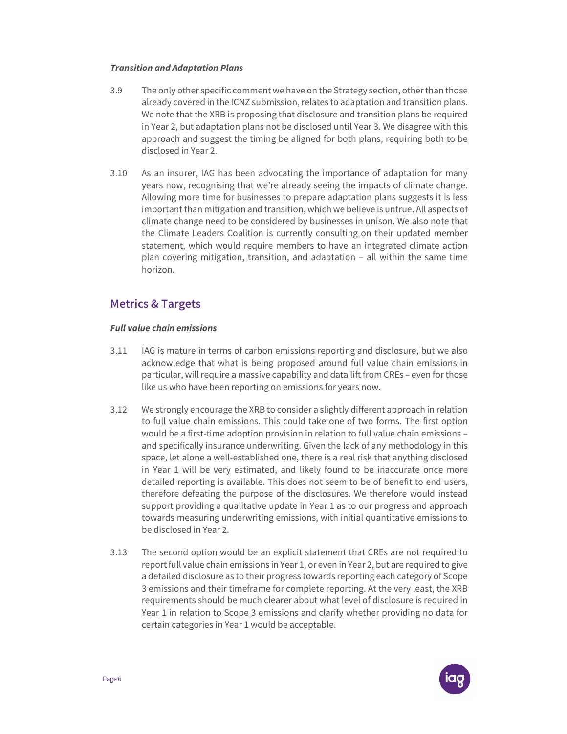***Transition and Adaptation Plans***

3.9 The only other specific comment we have on the Strategy section, other than those already covered in the ICNZ submission, relates to adaptation and transition plans. We note that the XRB is proposing that disclosure and transition plans be required in Year 2, but adaptation plans not be disclosed until Year 3. We disagree with this approach and suggest the timing be aligned for both plans, requiring both to be disclosed in Year 2.

3.10 As an insurer, IAG has been advocating the importance of adaptation for many years now, recognising that we're already seeing the impacts of climate change. Allowing more time for businesses to prepare adaptation plans suggests it is less important than mitigation and transition, which we believe is untrue. All aspects of climate change need to be considered by businesses in unison. We also note that the Climate Leaders Coalition is currently consulting on their updated member statement, which would require members to have an integrated climate action plan covering mitigation, transition, and adaptation – all within the same time horizon.

## Metrics & Targets

***Full value chain emissions***

3.11 IAG is mature in terms of carbon emissions reporting and disclosure, but we also acknowledge that what is being proposed around full value chain emissions in particular, will require a massive capability and data lift from CREs – even for those like us who have been reporting on emissions for years now.

3.12 We strongly encourage the XRB to consider a slightly different approach in relation to full value chain emissions. This could take one of two forms. The first option would be a first-time adoption provision in relation to full value chain emissions – and specifically insurance underwriting. Given the lack of any methodology in this space, let alone a well-established one, there is a real risk that anything disclosed in Year 1 will be very estimated, and likely found to be inaccurate once more detailed reporting is available. This does not seem to be of benefit to end users, therefore defeating the purpose of the disclosures. We therefore would instead support providing a qualitative update in Year 1 as to our progress and approach towards measuring underwriting emissions, with initial quantitative emissions to be disclosed in Year 2.

3.13 The second option would be an explicit statement that CREs are not required to report full value chain emissions in Year 1, or even in Year 2, but are required to give a detailed disclosure as to their progress towards reporting each category of Scope 3 emissions and their timeframe for complete reporting. At the very least, the XRB requirements should be much clearer about what level of disclosure is required in Year 1 in relation to Scope 3 emissions and clarify whether providing no data for certain categories in Year 1 would be acceptable.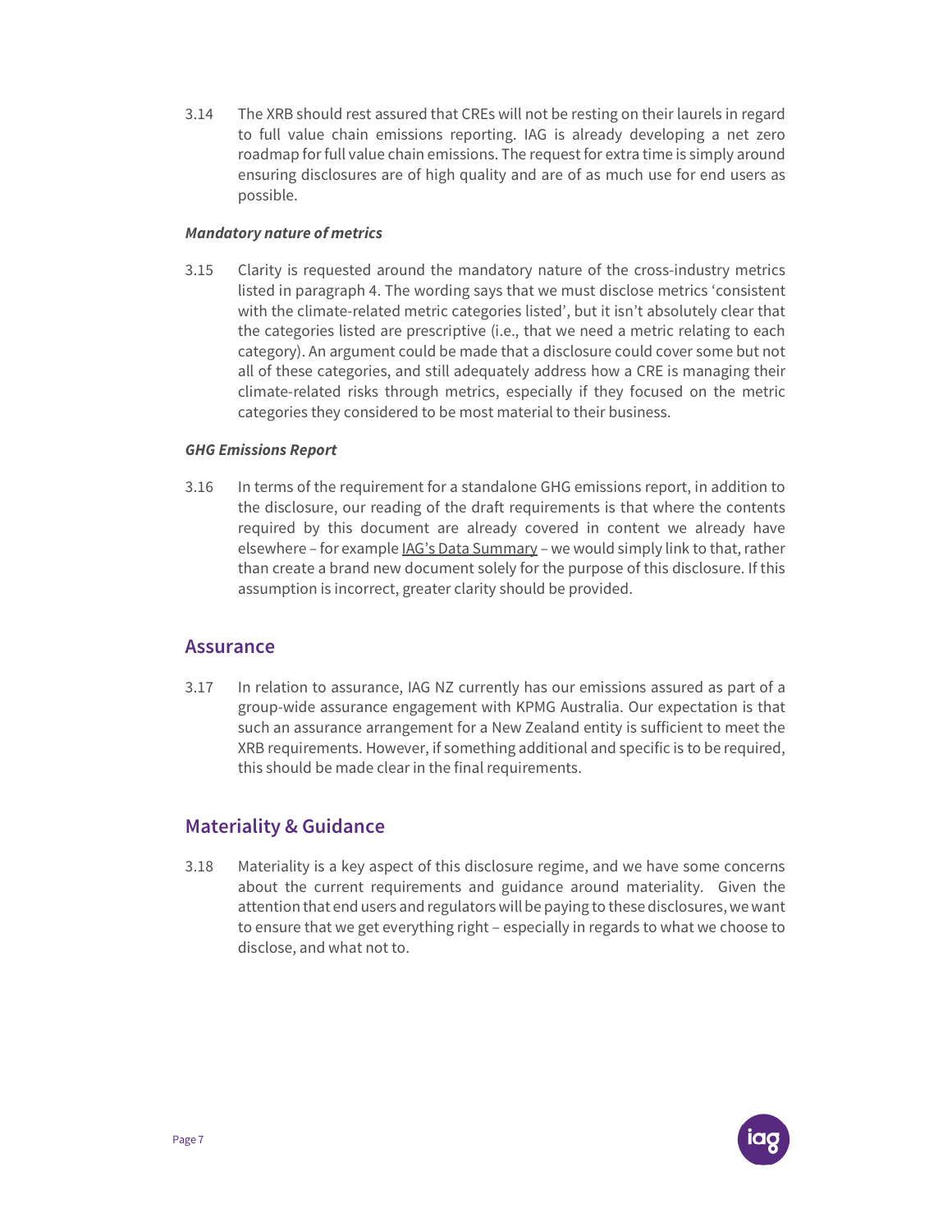3.14 The XRB should rest assured that CREs will not be resting on their laurels in regard to full value chain emissions reporting. IAG is already developing a net zero roadmap for full value chain emissions. The request for extra time is simply around ensuring disclosures are of high quality and are of as much use for end users as possible.

***Mandatory nature of metrics***

3.15 Clarity is requested around the mandatory nature of the cross-industry metrics listed in paragraph 4. The wording says that we must disclose metrics 'consistent with the climate-related metric categories listed', but it isn't absolutely clear that the categories listed are prescriptive (i.e., that we need a metric relating to each category). An argument could be made that a disclosure could cover some but not all of these categories, and still adequately address how a CRE is managing their climate-related risks through metrics, especially if they focused on the metric categories they considered to be most material to their business.

***GHG Emissions Report***

3.16 In terms of the requirement for a standalone GHG emissions report, in addition to the disclosure, our reading of the draft requirements is that where the contents required by this document are already covered in content we already have elsewhere – for example IAG's Data Summary – we would simply link to that, rather than create a brand new document solely for the purpose of this disclosure. If this assumption is incorrect, greater clarity should be provided.

## Assurance

3.17 In relation to assurance, IAG NZ currently has our emissions assured as part of a group-wide assurance engagement with KPMG Australia. Our expectation is that such an assurance arrangement for a New Zealand entity is sufficient to meet the XRB requirements. However, if something additional and specific is to be required, this should be made clear in the final requirements.

## Materiality & Guidance

3.18 Materiality is a key aspect of this disclosure regime, and we have some concerns about the current requirements and guidance around materiality. Given the attention that end users and regulators will be paying to these disclosures, we want to ensure that we get everything right – especially in regards to what we choose to disclose, and what not to.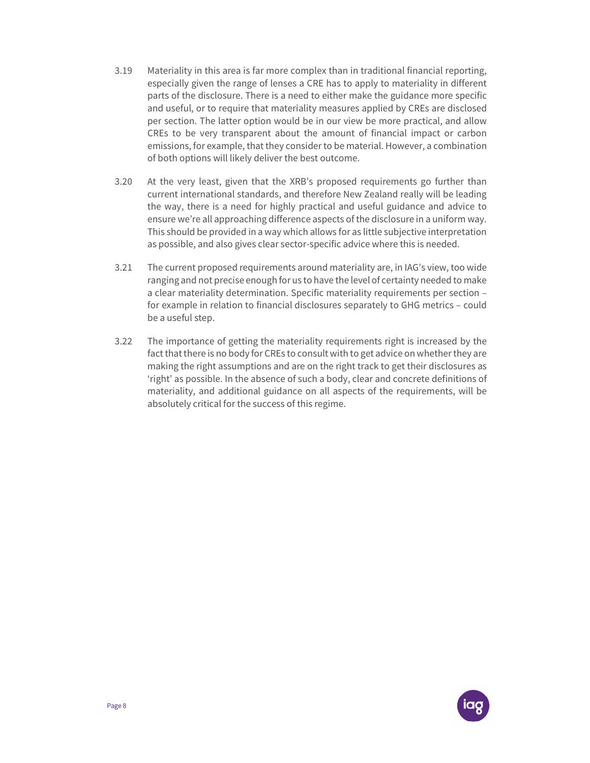3.19 Materiality in this area is far more complex than in traditional financial reporting, especially given the range of lenses a CRE has to apply to materiality in different parts of the disclosure. There is a need to either make the guidance more specific and useful, or to require that materiality measures applied by CREs are disclosed per section. The latter option would be in our view be more practical, and allow CREs to be very transparent about the amount of financial impact or carbon emissions, for example, that they consider to be material. However, a combination of both options will likely deliver the best outcome.

3.20 At the very least, given that the XRB's proposed requirements go further than current international standards, and therefore New Zealand really will be leading the way, there is a need for highly practical and useful guidance and advice to ensure we're all approaching difference aspects of the disclosure in a uniform way. This should be provided in a way which allows for as little subjective interpretation as possible, and also gives clear sector-specific advice where this is needed.

3.21 The current proposed requirements around materiality are, in IAG's view, too wide ranging and not precise enough for us to have the level of certainty needed to make a clear materiality determination. Specific materiality requirements per section – for example in relation to financial disclosures separately to GHG metrics – could be a useful step.

3.22 The importance of getting the materiality requirements right is increased by the fact that there is no body for CREs to consult with to get advice on whether they are making the right assumptions and are on the right track to get their disclosures as 'right' as possible. In the absence of such a body, clear and concrete definitions of materiality, and additional guidance on all aspects of the requirements, will be absolutely critical for the success of this regime.